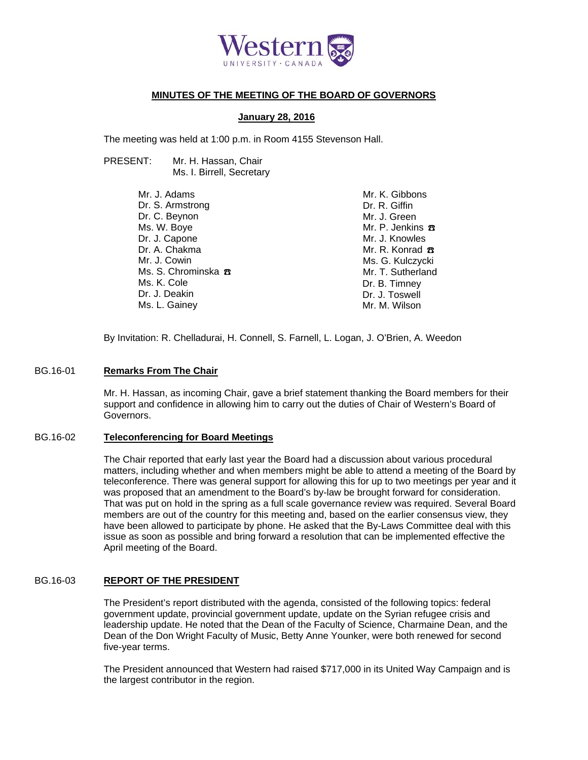# MINUTES OF THE MEETING OF THE BOARD OF GOVERNORS

## January 28, 2016

The meeting was held at 1:00 p.m. in Room 4155 Stevenson Hall.

PRESENT: Mr. H. Hassan, Chair
Ms. I. Birrell, Secretary

Mr. J. Adams
Dr. S. Armstrong
Dr. C. Beynon
Ms. W. Boye
Dr. J. Capone
Dr. A. Chakma
Mr. J. Cowin
Ms. S. Chrominska ☎
Ms. K. Cole
Dr. J. Deakin
Ms. L. Gainey
Mr. K. Gibbons
Dr. R. Giffin
Mr. J. Green
Mr. P. Jenkins ☎
Mr. J. Knowles
Mr. R. Konrad ☎
Ms. G. Kulczycki
Mr. T. Sutherland
Dr. B. Timney
Dr. J. Toswell
Mr. M. Wilson

By Invitation: R. Chelladurai, H. Connell, S. Farnell, L. Logan, J. O'Brien, A. Weedon

### BG.16-01 **Remarks From The Chair**

Mr. H. Hassan, as incoming Chair, gave a brief statement thanking the Board members for their support and confidence in allowing him to carry out the duties of Chair of Western's Board of Governors.

### BG.16-02 **Teleconferencing for Board Meetings**

The Chair reported that early last year the Board had a discussion about various procedural matters, including whether and when members might be able to attend a meeting of the Board by teleconference. There was general support for allowing this for up to two meetings per year and it was proposed that an amendment to the Board's by-law be brought forward for consideration. That was put on hold in the spring as a full scale governance review was required. Several Board members are out of the country for this meeting and, based on the earlier consensus view, they have been allowed to participate by phone. He asked that the By-Laws Committee deal with this issue as soon as possible and bring forward a resolution that can be implemented effective the April meeting of the Board.

### BG.16-03 **REPORT OF THE PRESIDENT**

The President's report distributed with the agenda, consisted of the following topics: federal government update, provincial government update, update on the Syrian refugee crisis and leadership update. He noted that the Dean of the Faculty of Science, Charmaine Dean, and the Dean of the Don Wright Faculty of Music, Betty Anne Younker, were both renewed for second five-year terms.

The President announced that Western had raised $717,000 in its United Way Campaign and is the largest contributor in the region.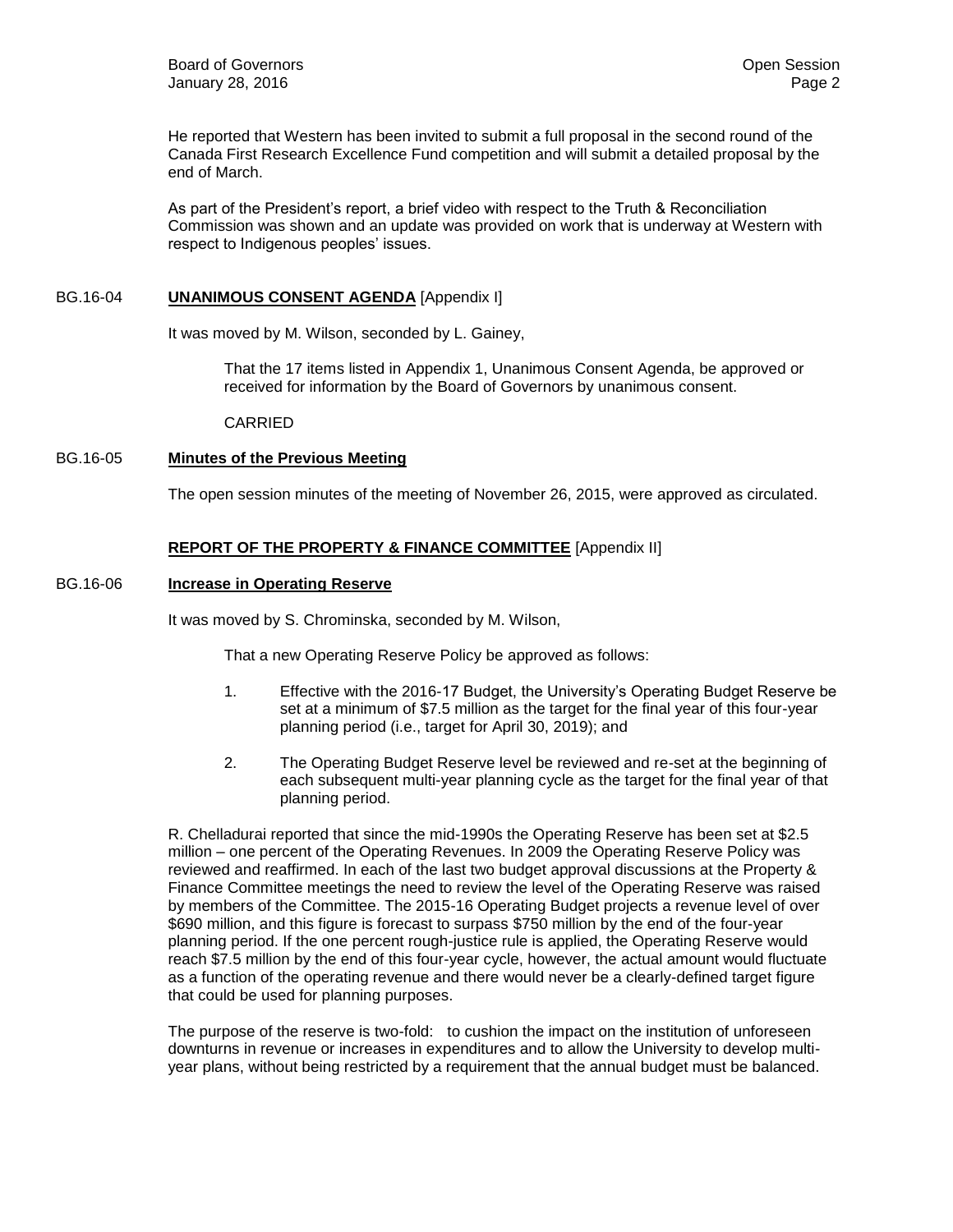He reported that Western has been invited to submit a full proposal in the second round of the Canada First Research Excellence Fund competition and will submit a detailed proposal by the end of March.

As part of the President's report, a brief video with respect to the Truth & Reconciliation Commission was shown and an update was provided on work that is underway at Western with respect to Indigenous peoples' issues.

BG.16-04 **UNANIMOUS CONSENT AGENDA** [Appendix I]

It was moved by M. Wilson, seconded by L. Gainey,

> That the 17 items listed in Appendix 1, Unanimous Consent Agenda, be approved or received for information by the Board of Governors by unanimous consent.
>
> CARRIED

BG.16-05 **Minutes of the Previous Meeting**

The open session minutes of the meeting of November 26, 2015, were approved as circulated.

**REPORT OF THE PROPERTY & FINANCE COMMITTEE** [Appendix II]

BG.16-06 **Increase in Operating Reserve**

It was moved by S. Chrominska, seconded by M. Wilson,

> That a new Operating Reserve Policy be approved as follows:
>
> 1. Effective with the 2016-17 Budget, the University's Operating Budget Reserve be set at a minimum of $7.5 million as the target for the final year of this four-year planning period (i.e., target for April 30, 2019); and
>
> 2. The Operating Budget Reserve level be reviewed and re-set at the beginning of each subsequent multi-year planning cycle as the target for the final year of that planning period.

R. Chelladurai reported that since the mid-1990s the Operating Reserve has been set at $2.5 million – one percent of the Operating Revenues. In 2009 the Operating Reserve Policy was reviewed and reaffirmed. In each of the last two budget approval discussions at the Property & Finance Committee meetings the need to review the level of the Operating Reserve was raised by members of the Committee. The 2015-16 Operating Budget projects a revenue level of over $690 million, and this figure is forecast to surpass $750 million by the end of the four-year planning period. If the one percent rough-justice rule is applied, the Operating Reserve would reach $7.5 million by the end of this four-year cycle, however, the actual amount would fluctuate as a function of the operating revenue and there would never be a clearly-defined target figure that could be used for planning purposes.

The purpose of the reserve is two-fold: to cushion the impact on the institution of unforeseen downturns in revenue or increases in expenditures and to allow the University to develop multi-year plans, without being restricted by a requirement that the annual budget must be balanced.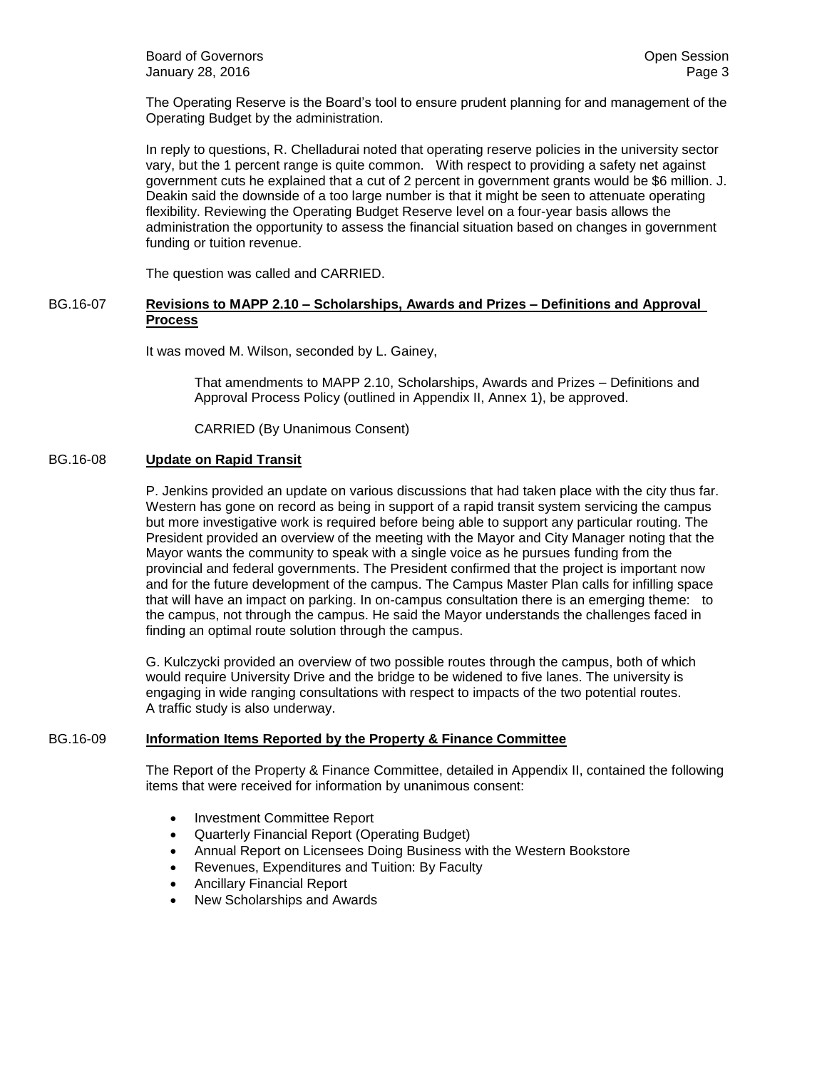The Operating Reserve is the Board's tool to ensure prudent planning for and management of the Operating Budget by the administration.

In reply to questions, R. Chelladurai noted that operating reserve policies in the university sector vary, but the 1 percent range is quite common. With respect to providing a safety net against government cuts he explained that a cut of 2 percent in government grants would be $6 million. J. Deakin said the downside of a too large number is that it might be seen to attenuate operating flexibility. Reviewing the Operating Budget Reserve level on a four-year basis allows the administration the opportunity to assess the financial situation based on changes in government funding or tuition revenue.

The question was called and CARRIED.

BG.16-07 **Revisions to MAPP 2.10 – Scholarships, Awards and Prizes – Definitions and Approval Process**

It was moved M. Wilson, seconded by L. Gainey,

> That amendments to MAPP 2.10, Scholarships, Awards and Prizes – Definitions and Approval Process Policy (outlined in Appendix II, Annex 1), be approved.
>
> CARRIED (By Unanimous Consent)

BG.16-08 **Update on Rapid Transit**

P. Jenkins provided an update on various discussions that had taken place with the city thus far. Western has gone on record as being in support of a rapid transit system servicing the campus but more investigative work is required before being able to support any particular routing. The President provided an overview of the meeting with the Mayor and City Manager noting that the Mayor wants the community to speak with a single voice as he pursues funding from the provincial and federal governments. The President confirmed that the project is important now and for the future development of the campus. The Campus Master Plan calls for infilling space that will have an impact on parking. In on-campus consultation there is an emerging theme: to the campus, not through the campus. He said the Mayor understands the challenges faced in finding an optimal route solution through the campus.

G. Kulczycki provided an overview of two possible routes through the campus, both of which would require University Drive and the bridge to be widened to five lanes. The university is engaging in wide ranging consultations with respect to impacts of the two potential routes. A traffic study is also underway.

BG.16-09 **Information Items Reported by the Property & Finance Committee**

The Report of the Property & Finance Committee, detailed in Appendix II, contained the following items that were received for information by unanimous consent:

- Investment Committee Report
- Quarterly Financial Report (Operating Budget)
- Annual Report on Licensees Doing Business with the Western Bookstore
- Revenues, Expenditures and Tuition: By Faculty
- Ancillary Financial Report
- New Scholarships and Awards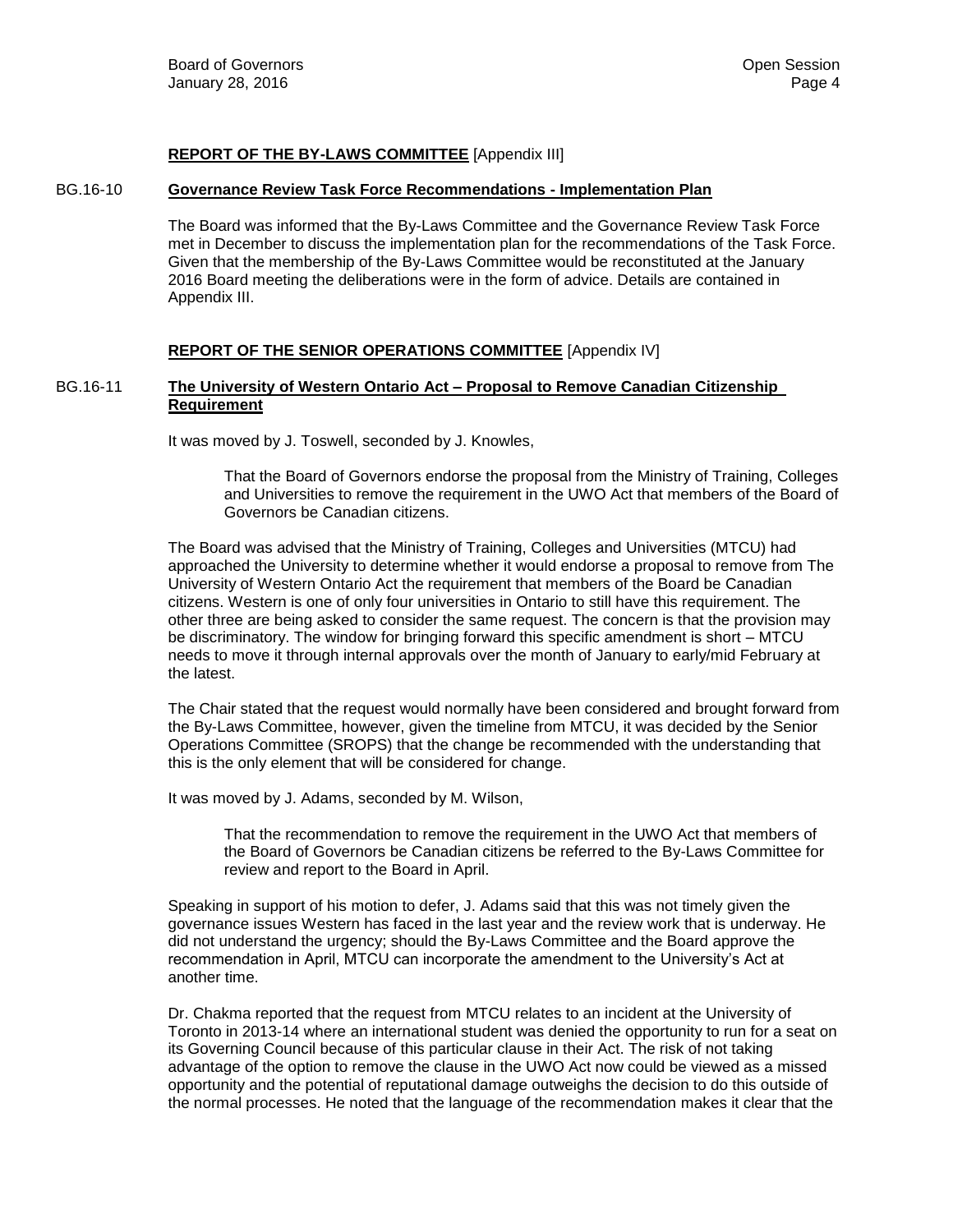**REPORT OF THE BY-LAWS COMMITTEE** [Appendix III]

BG.16-10 **Governance Review Task Force Recommendations - Implementation Plan**

The Board was informed that the By-Laws Committee and the Governance Review Task Force met in December to discuss the implementation plan for the recommendations of the Task Force. Given that the membership of the By-Laws Committee would be reconstituted at the January 2016 Board meeting the deliberations were in the form of advice. Details are contained in Appendix III.

**REPORT OF THE SENIOR OPERATIONS COMMITTEE** [Appendix IV]

BG.16-11 **The University of Western Ontario Act – Proposal to Remove Canadian Citizenship Requirement**

It was moved by J. Toswell, seconded by J. Knowles,

> That the Board of Governors endorse the proposal from the Ministry of Training, Colleges and Universities to remove the requirement in the UWO Act that members of the Board of Governors be Canadian citizens.

The Board was advised that the Ministry of Training, Colleges and Universities (MTCU) had approached the University to determine whether it would endorse a proposal to remove from The University of Western Ontario Act the requirement that members of the Board be Canadian citizens. Western is one of only four universities in Ontario to still have this requirement. The other three are being asked to consider the same request. The concern is that the provision may be discriminatory. The window for bringing forward this specific amendment is short – MTCU needs to move it through internal approvals over the month of January to early/mid February at the latest.

The Chair stated that the request would normally have been considered and brought forward from the By-Laws Committee, however, given the timeline from MTCU, it was decided by the Senior Operations Committee (SROPS) that the change be recommended with the understanding that this is the only element that will be considered for change.

It was moved by J. Adams, seconded by M. Wilson,

> That the recommendation to remove the requirement in the UWO Act that members of the Board of Governors be Canadian citizens be referred to the By-Laws Committee for review and report to the Board in April.

Speaking in support of his motion to defer, J. Adams said that this was not timely given the governance issues Western has faced in the last year and the review work that is underway. He did not understand the urgency; should the By-Laws Committee and the Board approve the recommendation in April, MTCU can incorporate the amendment to the University's Act at another time.

Dr. Chakma reported that the request from MTCU relates to an incident at the University of Toronto in 2013-14 where an international student was denied the opportunity to run for a seat on its Governing Council because of this particular clause in their Act. The risk of not taking advantage of the option to remove the clause in the UWO Act now could be viewed as a missed opportunity and the potential of reputational damage outweighs the decision to do this outside of the normal processes. He noted that the language of the recommendation makes it clear that the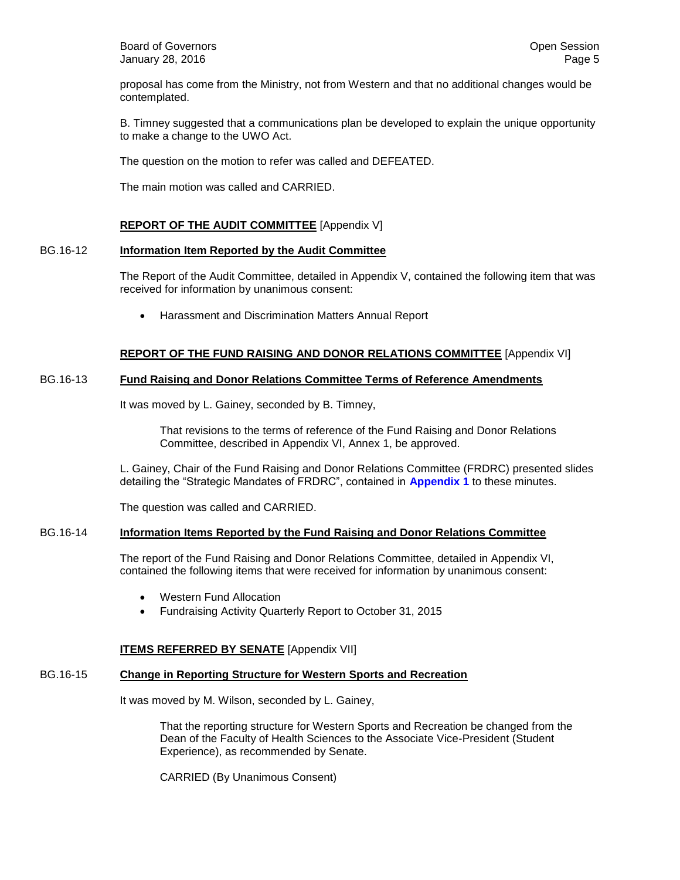proposal has come from the Ministry, not from Western and that no additional changes would be contemplated.

B. Timney suggested that a communications plan be developed to explain the unique opportunity to make a change to the UWO Act.

The question on the motion to refer was called and DEFEATED.

The main motion was called and CARRIED.

## REPORT OF THE AUDIT COMMITTEE [Appendix V]

### BG.16-12 Information Item Reported by the Audit Committee

The Report of the Audit Committee, detailed in Appendix V, contained the following item that was received for information by unanimous consent:

- Harassment and Discrimination Matters Annual Report

## REPORT OF THE FUND RAISING AND DONOR RELATIONS COMMITTEE [Appendix VI]

### BG.16-13 Fund Raising and Donor Relations Committee Terms of Reference Amendments

It was moved by L. Gainey, seconded by B. Timney,

> That revisions to the terms of reference of the Fund Raising and Donor Relations Committee, described in Appendix VI, Annex 1, be approved.

L. Gainey, Chair of the Fund Raising and Donor Relations Committee (FRDRC) presented slides detailing the "Strategic Mandates of FRDRC", contained in **Appendix 1** to these minutes.

The question was called and CARRIED.

### BG.16-14 Information Items Reported by the Fund Raising and Donor Relations Committee

The report of the Fund Raising and Donor Relations Committee, detailed in Appendix VI, contained the following items that were received for information by unanimous consent:

- Western Fund Allocation
- Fundraising Activity Quarterly Report to October 31, 2015

## ITEMS REFERRED BY SENATE [Appendix VII]

### BG.16-15 Change in Reporting Structure for Western Sports and Recreation

It was moved by M. Wilson, seconded by L. Gainey,

> That the reporting structure for Western Sports and Recreation be changed from the Dean of the Faculty of Health Sciences to the Associate Vice-President (Student Experience), as recommended by Senate.
>
> CARRIED (By Unanimous Consent)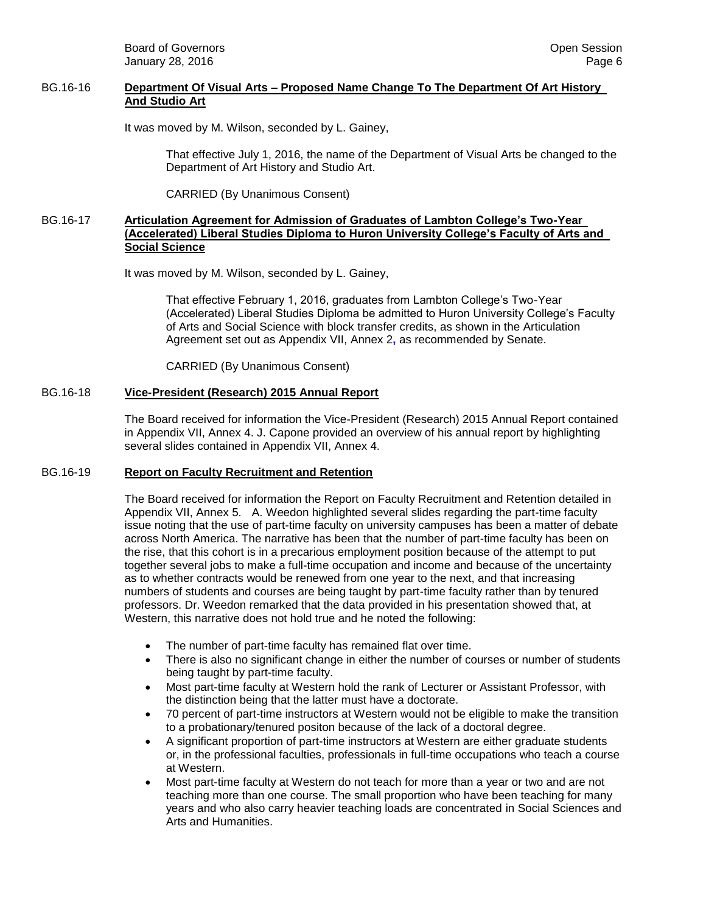BG.16-16 **Department Of Visual Arts – Proposed Name Change To The Department Of Art History And Studio Art**

It was moved by M. Wilson, seconded by L. Gainey,

> That effective July 1, 2016, the name of the Department of Visual Arts be changed to the Department of Art History and Studio Art.
>
> CARRIED (By Unanimous Consent)

BG.16-17 **Articulation Agreement for Admission of Graduates of Lambton College's Two-Year (Accelerated) Liberal Studies Diploma to Huron University College's Faculty of Arts and Social Science**

It was moved by M. Wilson, seconded by L. Gainey,

> That effective February 1, 2016, graduates from Lambton College's Two-Year (Accelerated) Liberal Studies Diploma be admitted to Huron University College's Faculty of Arts and Social Science with block transfer credits, as shown in the Articulation Agreement set out as Appendix VII, Annex 2, as recommended by Senate.
>
> CARRIED (By Unanimous Consent)

BG.16-18 **Vice-President (Research) 2015 Annual Report**

The Board received for information the Vice-President (Research) 2015 Annual Report contained in Appendix VII, Annex 4. J. Capone provided an overview of his annual report by highlighting several slides contained in Appendix VII, Annex 4.

BG.16-19 **Report on Faculty Recruitment and Retention**

The Board received for information the Report on Faculty Recruitment and Retention detailed in Appendix VII, Annex 5. A. Weedon highlighted several slides regarding the part-time faculty issue noting that the use of part-time faculty on university campuses has been a matter of debate across North America. The narrative has been that the number of part-time faculty has been on the rise, that this cohort is in a precarious employment position because of the attempt to put together several jobs to make a full-time occupation and income and because of the uncertainty as to whether contracts would be renewed from one year to the next, and that increasing numbers of students and courses are being taught by part-time faculty rather than by tenured professors. Dr. Weedon remarked that the data provided in his presentation showed that, at Western, this narrative does not hold true and he noted the following:

- The number of part-time faculty has remained flat over time.
- There is also no significant change in either the number of courses or number of students being taught by part-time faculty.
- Most part-time faculty at Western hold the rank of Lecturer or Assistant Professor, with the distinction being that the latter must have a doctorate.
- 70 percent of part-time instructors at Western would not be eligible to make the transition to a probationary/tenured positon because of the lack of a doctoral degree.
- A significant proportion of part-time instructors at Western are either graduate students or, in the professional faculties, professionals in full-time occupations who teach a course at Western.
- Most part-time faculty at Western do not teach for more than a year or two and are not teaching more than one course. The small proportion who have been teaching for many years and who also carry heavier teaching loads are concentrated in Social Sciences and Arts and Humanities.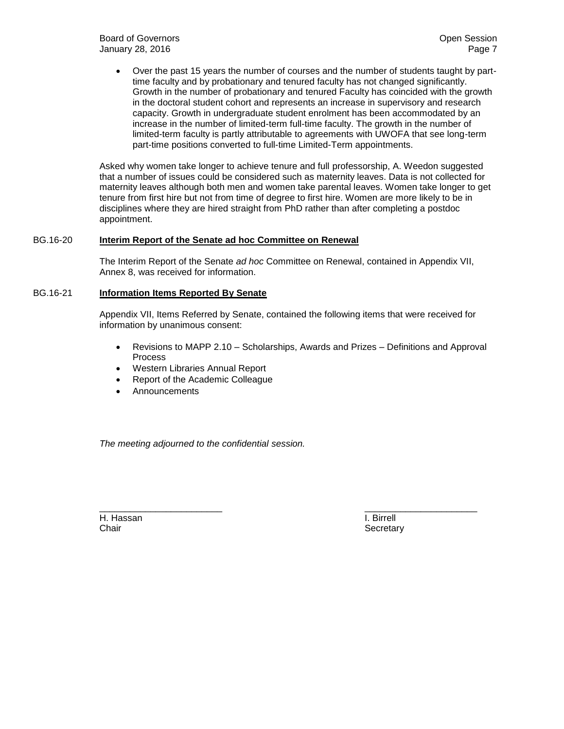- Over the past 15 years the number of courses and the number of students taught by part-time faculty and by probationary and tenured faculty has not changed significantly. Growth in the number of probationary and tenured Faculty has coincided with the growth in the doctoral student cohort and represents an increase in supervisory and research capacity. Growth in undergraduate student enrolment has been accommodated by an increase in the number of limited-term full-time faculty. The growth in the number of limited-term faculty is partly attributable to agreements with UWOFA that see long-term part-time positions converted to full-time Limited-Term appointments.

Asked why women take longer to achieve tenure and full professorship, A. Weedon suggested that a number of issues could be considered such as maternity leaves. Data is not collected for maternity leaves although both men and women take parental leaves. Women take longer to get tenure from first hire but not from time of degree to first hire. Women are more likely to be in disciplines where they are hired straight from PhD rather than after completing a postdoc appointment.

**BG.16-20 Interim Report of the Senate ad hoc Committee on Renewal**

The Interim Report of the Senate *ad hoc* Committee on Renewal, contained in Appendix VII, Annex 8, was received for information.

**BG.16-21 Information Items Reported By Senate**

Appendix VII, Items Referred by Senate, contained the following items that were received for information by unanimous consent:

- Revisions to MAPP 2.10 – Scholarships, Awards and Prizes – Definitions and Approval Process
- Western Libraries Annual Report
- Report of the Academic Colleague
- Announcements

*The meeting adjourned to the confidential session.*

| | |
|---|---|
| \_\_\_\_\_\_\_\_\_\_\_\_\_\_\_\_\_\_\_\_\_\_\_\_ | \_\_\_\_\_\_\_\_\_\_\_\_\_\_\_\_\_\_\_\_\_\_\_\_ |
| H. Hassan | I. Birrell |
| Chair | Secretary |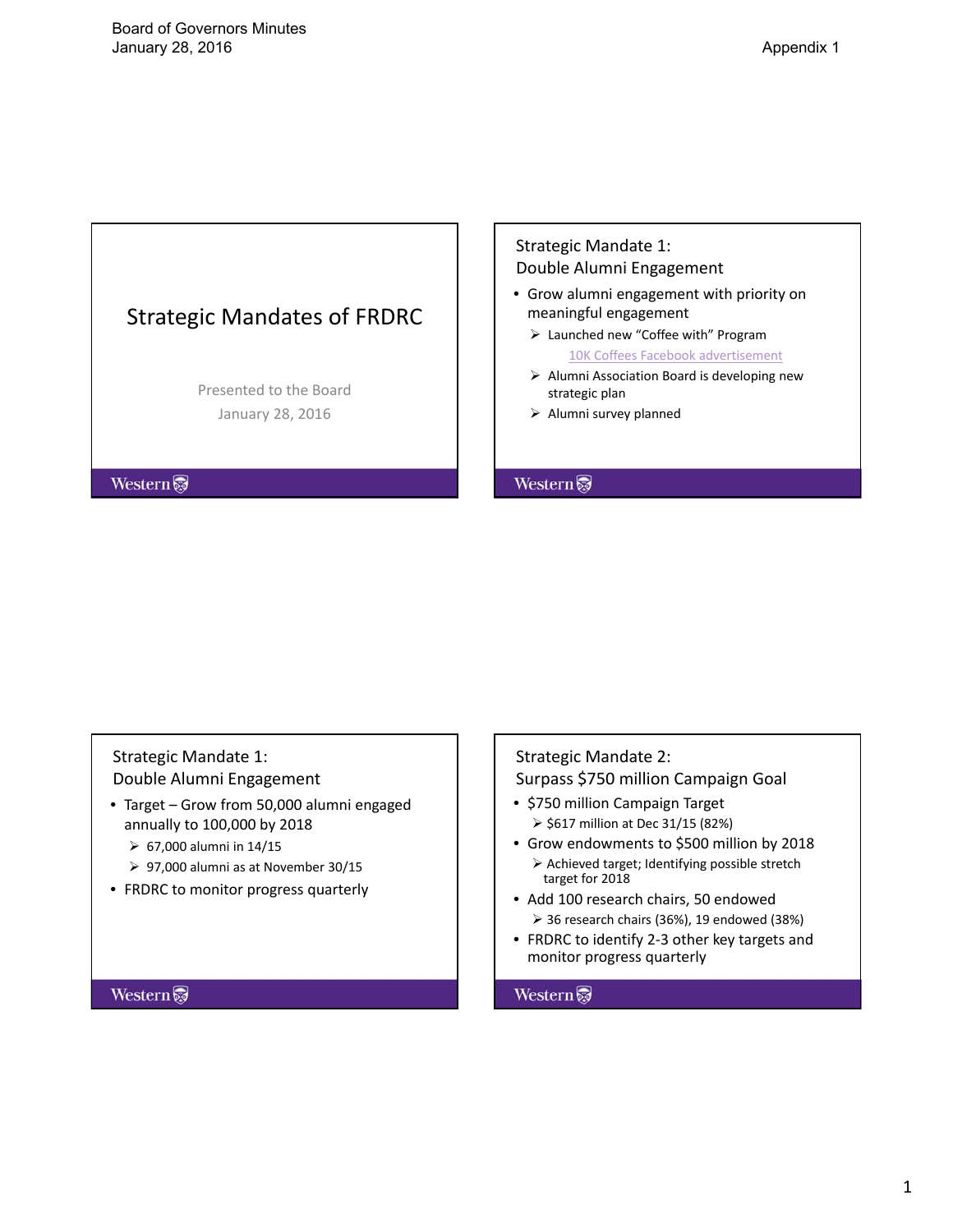Board of Governors Minutes
January 28, 2016

Appendix 1

# Strategic Mandates of FRDRC

Presented to the Board
January 28, 2016

Western

## Strategic Mandate 1: Double Alumni Engagement

- Grow alumni engagement with priority on meaningful engagement
  - Launched new "Coffee with" Program
    - 10K Coffees Facebook advertisement
  - Alumni Association Board is developing new strategic plan
  - Alumni survey planned

Western

## Strategic Mandate 1: Double Alumni Engagement

- Target – Grow from 50,000 alumni engaged annually to 100,000 by 2018
  - 67,000 alumni in 14/15
  - 97,000 alumni as at November 30/15
- FRDRC to monitor progress quarterly

Western

## Strategic Mandate 2: Surpass $750 million Campaign Goal

- $750 million Campaign Target
  - $617 million at Dec 31/15 (82%)
- Grow endowments to $500 million by 2018
  - Achieved target; Identifying possible stretch target for 2018
- Add 100 research chairs, 50 endowed
  - 36 research chairs (36%), 19 endowed (38%)
- FRDRC to identify 2-3 other key targets and monitor progress quarterly

Western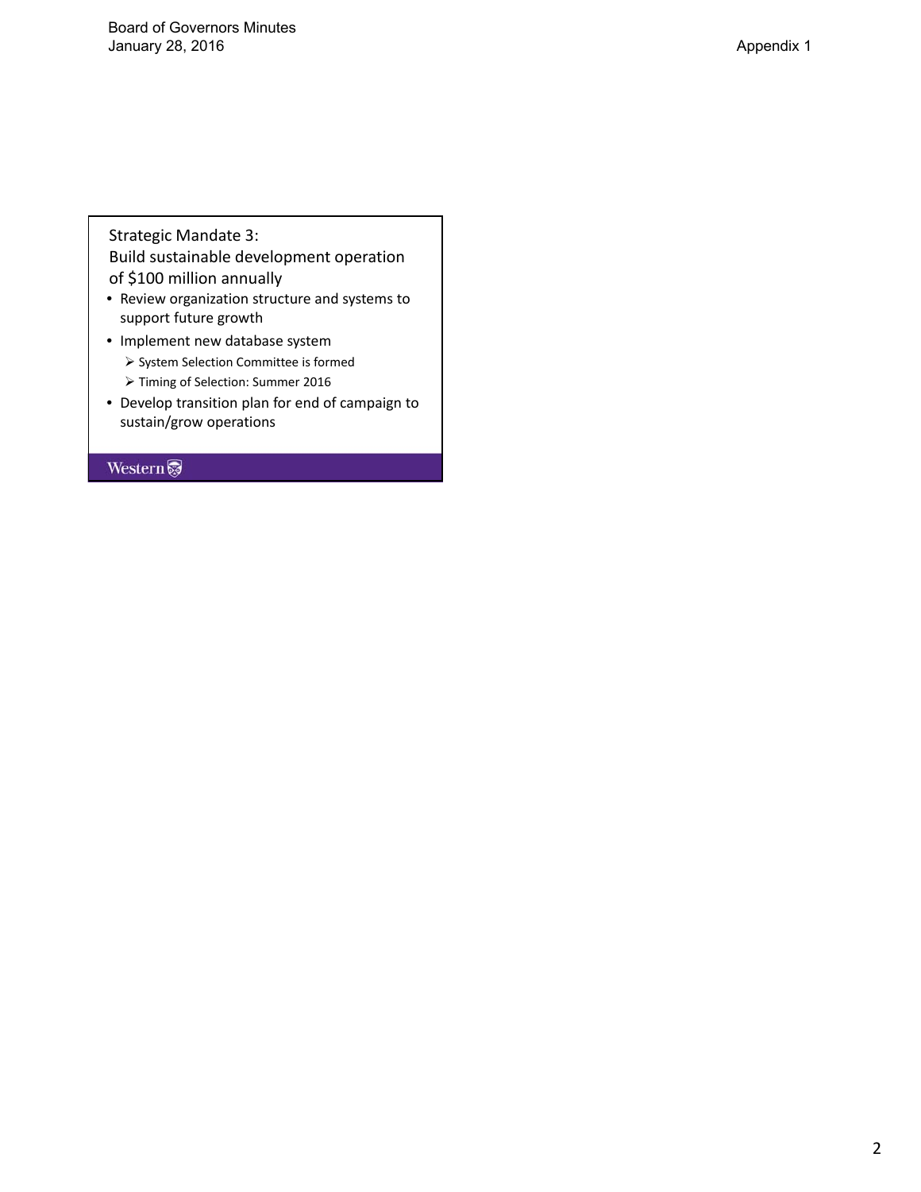Strategic Mandate 3:
Build sustainable development operation of $100 million annually

- Review organization structure and systems to support future growth
- Implement new database system
  - System Selection Committee is formed
  - Timing of Selection: Summer 2016
- Develop transition plan for end of campaign to sustain/grow operations

Western